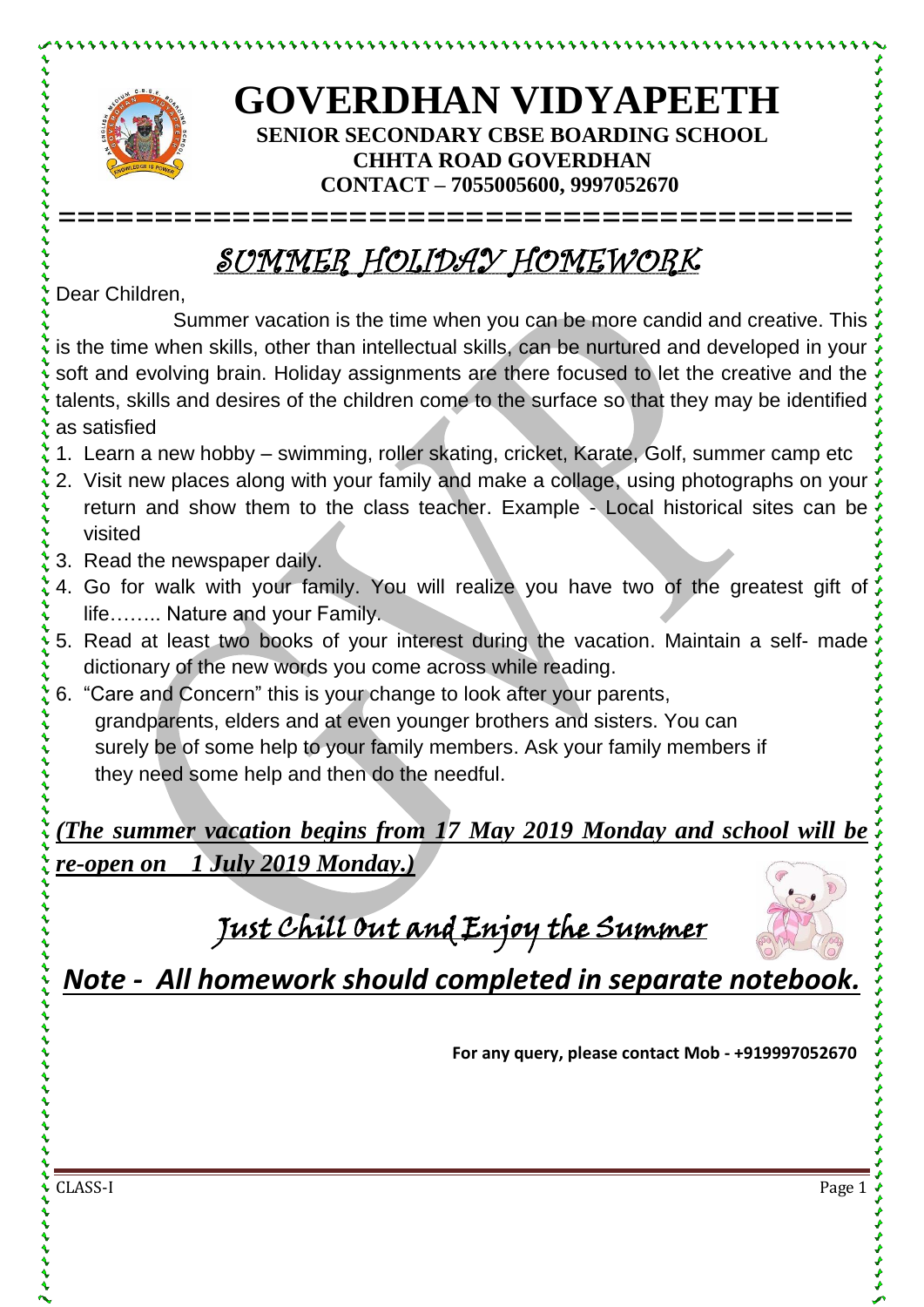# GOVERDHAN VIDYAPEETH

**SENIOR SECONDARY CBSE BOARDING SCHOOL**
**CHHTA ROAD GOVERDHAN**
**CONTACT – 7055005600, 9997052670**

=========================================

## SUMMER HOLIDAY HOMEWORK

Dear Children,

Summer vacation is the time when you can be more candid and creative. This is the time when skills, other than intellectual skills, can be nurtured and developed in your soft and evolving brain. Holiday assignments are there focused to let the creative and the talents, skills and desires of the children come to the surface so that they may be identified as satisfied

1. Learn a new hobby – swimming, roller skating, cricket, Karate, Golf, summer camp etc
2. Visit new places along with your family and make a collage, using photographs on your return and show them to the class teacher. Example - Local historical sites can be visited
3. Read the newspaper daily.
4. Go for walk with your family. You will realize you have two of the greatest gift of life…….. Nature and your Family.
5. Read at least two books of your interest during the vacation. Maintain a self- made dictionary of the new words you come across while reading.
6. "Care and Concern" this is your change to look after your parents, grandparents, elders and at even younger brothers and sisters. You can surely be of some help to your family members. Ask your family members if they need some help and then do the needful.

***(The summer vacation begins from 17 May 2019 Monday and school will be re-open on 1 July 2019 Monday.)***

*Just Chill Out and Enjoy the Summer*

***Note - All homework should completed in separate notebook.***

**For any query, please contact Mob - +919997052670**

CLASS-I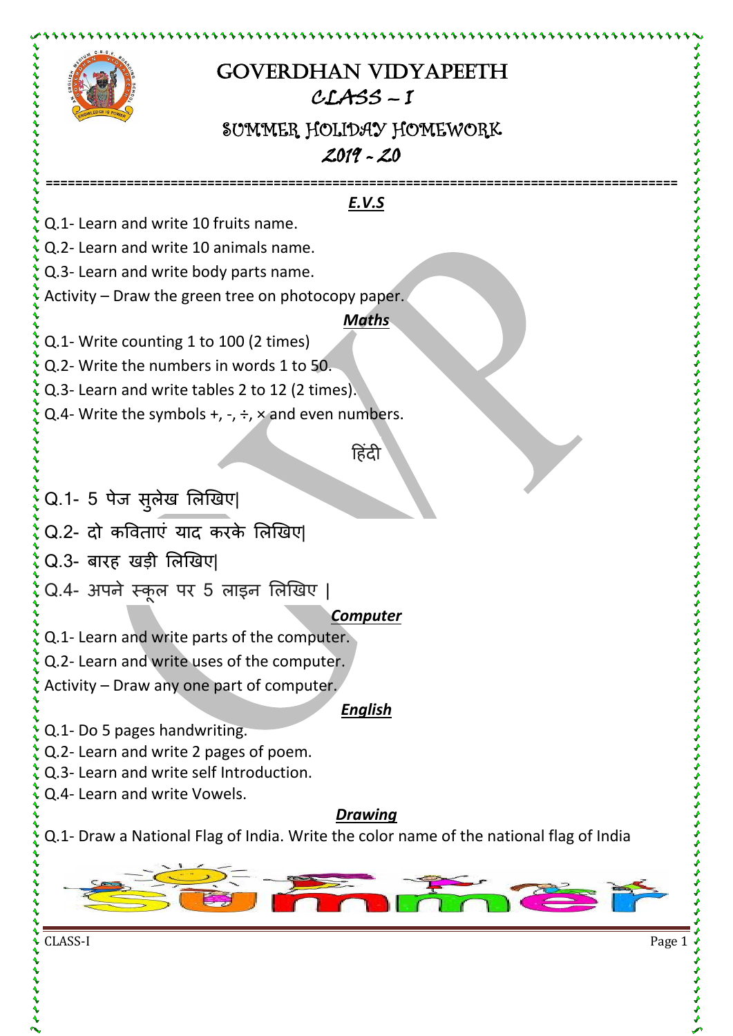# GOVERDHAN VIDYAPEETH

## CLASS – I

## SUMMER HOLIDAY HOMEWORK

## 2019 - 20

---

### *E.V.S*

Q.1- Learn and write 10 fruits name.

Q.2- Learn and write 10 animals name.

Q.3- Learn and write body parts name.

Activity – Draw the green tree on photocopy paper.

### *Maths*

Q.1- Write counting 1 to 100 (2 times)

Q.2- Write the numbers in words 1 to 50.

Q.3- Learn and write tables 2 to 12 (2 times).

Q.4- Write the symbols +, -, ÷, × and even numbers.

### हिंदी

Q.1- 5 पेज सुलेख लिखिए|

Q.2- दो कविताएं याद करके लिखिए|

Q.3- बारह खड़ी लिखिए|

Q.4- अपने स्कूल पर 5 लाइन लिखिए |

### *Computer*

Q.1- Learn and write parts of the computer.

Q.2- Learn and write uses of the computer.

Activity – Draw any one part of computer.

### *English*

Q.1- Do 5 pages handwriting.

Q.2- Learn and write 2 pages of poem.

Q.3- Learn and write self Introduction.

Q.4- Learn and write Vowels.

### *Drawing*

Q.1- Draw a National Flag of India. Write the color name of the national flag of India